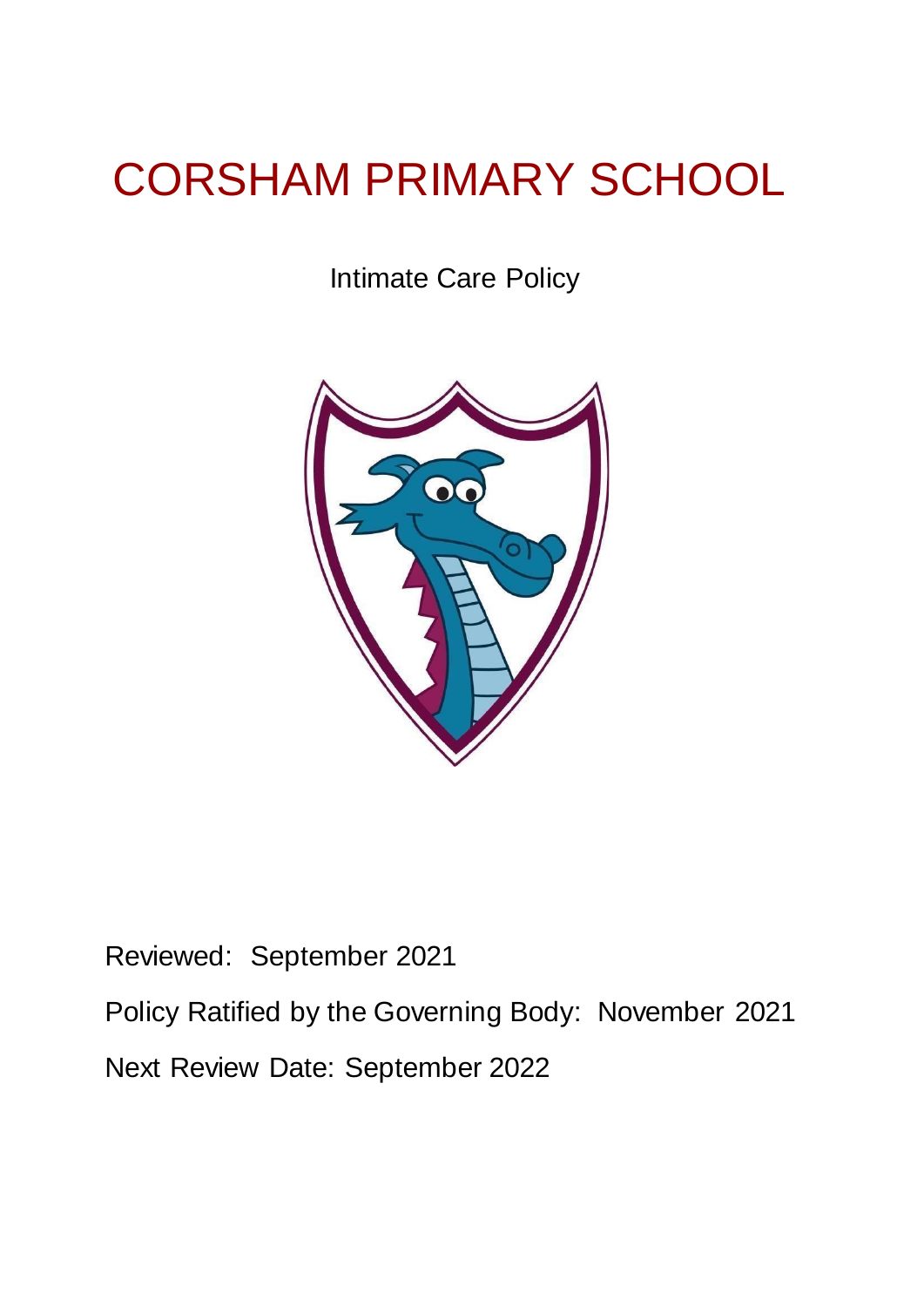# CORSHAM PRIMARY SCHOOL

Intimate Care Policy

Reviewed: September 2021

Policy Ratified by the Governing Body: November 2021

Next Review Date: September 2022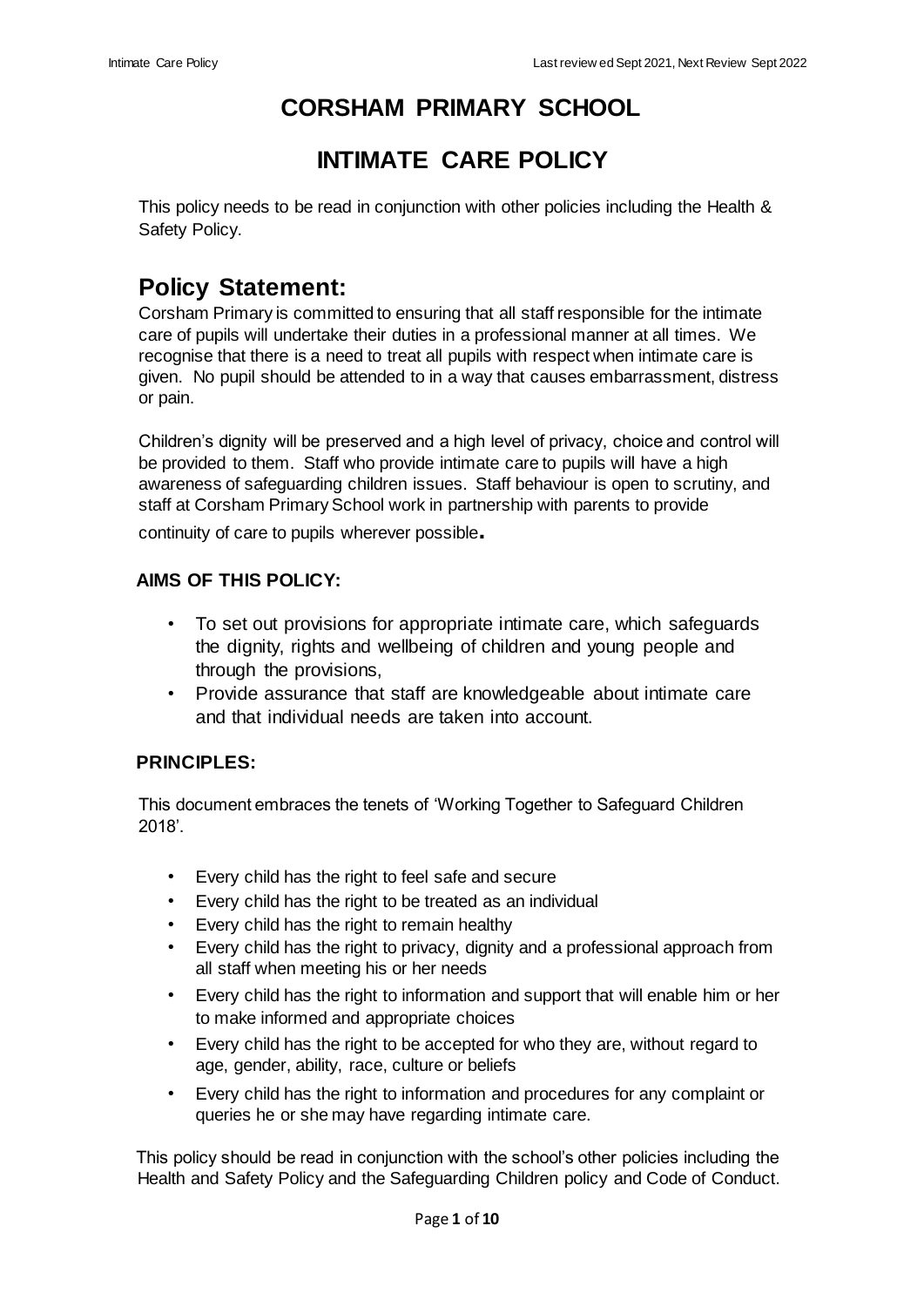# CORSHAM PRIMARY SCHOOL

# INTIMATE CARE POLICY

This policy needs to be read in conjunction with other policies including the Health & Safety Policy.

## Policy Statement:

Corsham Primary is committed to ensuring that all staff responsible for the intimate care of pupils will undertake their duties in a professional manner at all times. We recognise that there is a need to treat all pupils with respect when intimate care is given. No pupil should be attended to in a way that causes embarrassment, distress or pain.

Children's dignity will be preserved and a high level of privacy, choice and control will be provided to them. Staff who provide intimate care to pupils will have a high awareness of safeguarding children issues. Staff behaviour is open to scrutiny, and staff at Corsham Primary School work in partnership with parents to provide continuity of care to pupils wherever possible.

### AIMS OF THIS POLICY:

- To set out provisions for appropriate intimate care, which safeguards the dignity, rights and wellbeing of children and young people and through the provisions,
- Provide assurance that staff are knowledgeable about intimate care and that individual needs are taken into account.

### PRINCIPLES:

This document embraces the tenets of 'Working Together to Safeguard Children 2018'.

- Every child has the right to feel safe and secure
- Every child has the right to be treated as an individual
- Every child has the right to remain healthy
- Every child has the right to privacy, dignity and a professional approach from all staff when meeting his or her needs
- Every child has the right to information and support that will enable him or her to make informed and appropriate choices
- Every child has the right to be accepted for who they are, without regard to age, gender, ability, race, culture or beliefs
- Every child has the right to information and procedures for any complaint or queries he or she may have regarding intimate care.

This policy should be read in conjunction with the school's other policies including the Health and Safety Policy and the Safeguarding Children policy and Code of Conduct.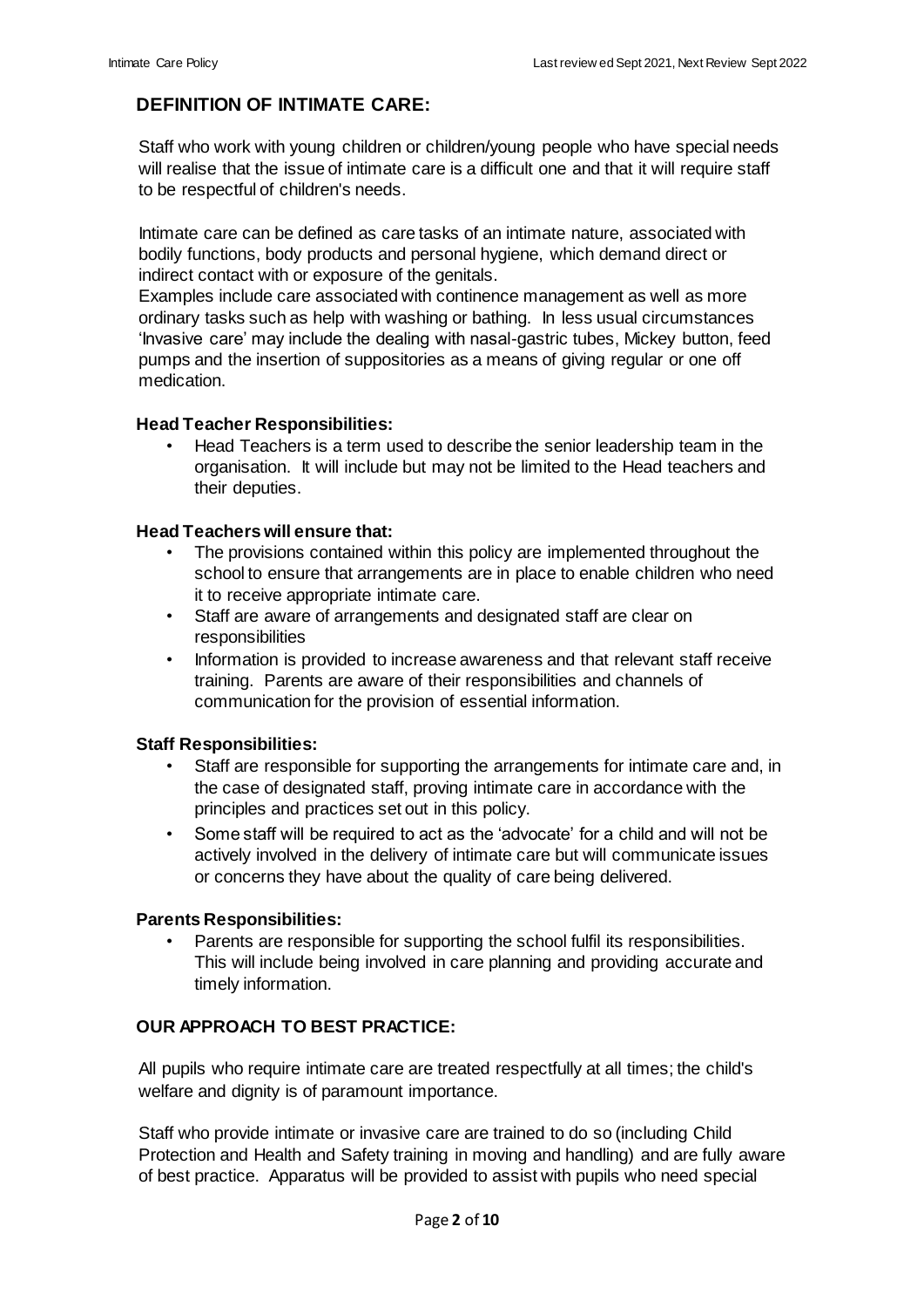## DEFINITION OF INTIMATE CARE:

Staff who work with young children or children/young people who have special needs will realise that the issue of intimate care is a difficult one and that it will require staff to be respectful of children's needs.

Intimate care can be defined as care tasks of an intimate nature, associated with bodily functions, body products and personal hygiene, which demand direct or indirect contact with or exposure of the genitals.
Examples include care associated with continence management as well as more ordinary tasks such as help with washing or bathing. In less usual circumstances 'Invasive care' may include the dealing with nasal-gastric tubes, Mickey button, feed pumps and the insertion of suppositories as a means of giving regular or one off medication.

### Head Teacher Responsibilities:

- Head Teachers is a term used to describe the senior leadership team in the organisation. It will include but may not be limited to the Head teachers and their deputies.

### Head Teachers will ensure that:

- The provisions contained within this policy are implemented throughout the school to ensure that arrangements are in place to enable children who need it to receive appropriate intimate care.
- Staff are aware of arrangements and designated staff are clear on responsibilities
- Information is provided to increase awareness and that relevant staff receive training. Parents are aware of their responsibilities and channels of communication for the provision of essential information.

### Staff Responsibilities:

- Staff are responsible for supporting the arrangements for intimate care and, in the case of designated staff, proving intimate care in accordance with the principles and practices set out in this policy.
- Some staff will be required to act as the 'advocate' for a child and will not be actively involved in the delivery of intimate care but will communicate issues or concerns they have about the quality of care being delivered.

### Parents Responsibilities:

- Parents are responsible for supporting the school fulfil its responsibilities. This will include being involved in care planning and providing accurate and timely information.

## OUR APPROACH TO BEST PRACTICE:

All pupils who require intimate care are treated respectfully at all times; the child's welfare and dignity is of paramount importance.

Staff who provide intimate or invasive care are trained to do so (including Child Protection and Health and Safety training in moving and handling) and are fully aware of best practice. Apparatus will be provided to assist with pupils who need special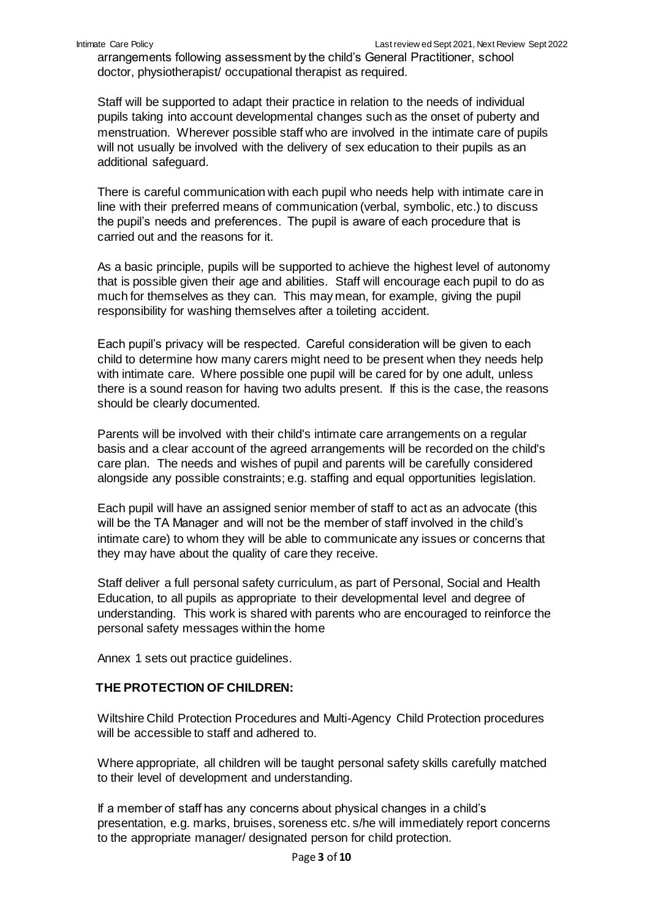arrangements following assessment by the child's General Practitioner, school doctor, physiotherapist/ occupational therapist as required.

Staff will be supported to adapt their practice in relation to the needs of individual pupils taking into account developmental changes such as the onset of puberty and menstruation. Wherever possible staff who are involved in the intimate care of pupils will not usually be involved with the delivery of sex education to their pupils as an additional safeguard.

There is careful communication with each pupil who needs help with intimate care in line with their preferred means of communication (verbal, symbolic, etc.) to discuss the pupil's needs and preferences. The pupil is aware of each procedure that is carried out and the reasons for it.

As a basic principle, pupils will be supported to achieve the highest level of autonomy that is possible given their age and abilities. Staff will encourage each pupil to do as much for themselves as they can. This may mean, for example, giving the pupil responsibility for washing themselves after a toileting accident.

Each pupil's privacy will be respected. Careful consideration will be given to each child to determine how many carers might need to be present when they needs help with intimate care. Where possible one pupil will be cared for by one adult, unless there is a sound reason for having two adults present. If this is the case, the reasons should be clearly documented.

Parents will be involved with their child's intimate care arrangements on a regular basis and a clear account of the agreed arrangements will be recorded on the child's care plan. The needs and wishes of pupil and parents will be carefully considered alongside any possible constraints; e.g. staffing and equal opportunities legislation.

Each pupil will have an assigned senior member of staff to act as an advocate (this will be the TA Manager and will not be the member of staff involved in the child's intimate care) to whom they will be able to communicate any issues or concerns that they may have about the quality of care they receive.

Staff deliver a full personal safety curriculum, as part of Personal, Social and Health Education, to all pupils as appropriate to their developmental level and degree of understanding. This work is shared with parents who are encouraged to reinforce the personal safety messages within the home

Annex 1 sets out practice guidelines.

**THE PROTECTION OF CHILDREN:**

Wiltshire Child Protection Procedures and Multi-Agency Child Protection procedures will be accessible to staff and adhered to.

Where appropriate, all children will be taught personal safety skills carefully matched to their level of development and understanding.

If a member of staff has any concerns about physical changes in a child's presentation, e.g. marks, bruises, soreness etc. s/he will immediately report concerns to the appropriate manager/ designated person for child protection.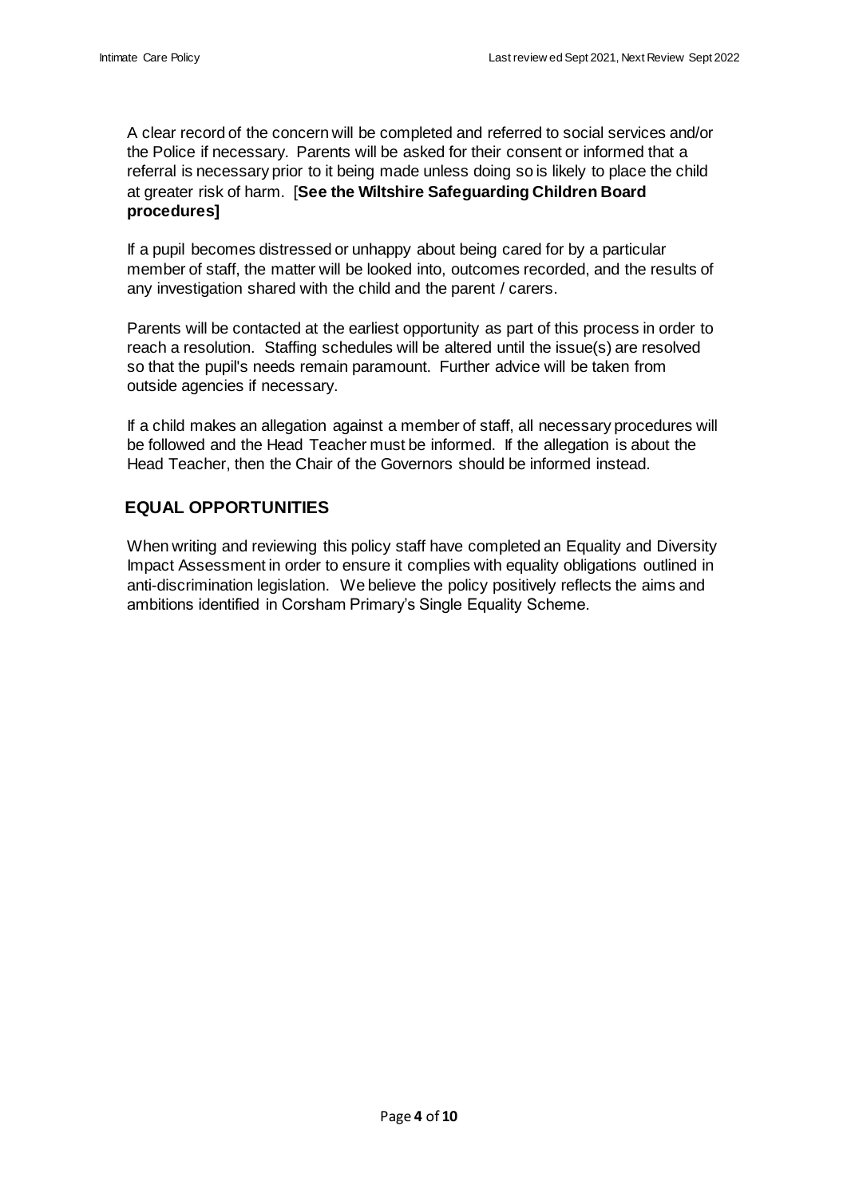A clear record of the concern will be completed and referred to social services and/or the Police if necessary. Parents will be asked for their consent or informed that a referral is necessary prior to it being made unless doing so is likely to place the child at greater risk of harm. [**See the Wiltshire Safeguarding Children Board procedures]**

If a pupil becomes distressed or unhappy about being cared for by a particular member of staff, the matter will be looked into, outcomes recorded, and the results of any investigation shared with the child and the parent / carers.

Parents will be contacted at the earliest opportunity as part of this process in order to reach a resolution. Staffing schedules will be altered until the issue(s) are resolved so that the pupil's needs remain paramount. Further advice will be taken from outside agencies if necessary.

If a child makes an allegation against a member of staff, all necessary procedures will be followed and the Head Teacher must be informed. If the allegation is about the Head Teacher, then the Chair of the Governors should be informed instead.

## EQUAL OPPORTUNITIES

When writing and reviewing this policy staff have completed an Equality and Diversity Impact Assessment in order to ensure it complies with equality obligations outlined in anti-discrimination legislation. We believe the policy positively reflects the aims and ambitions identified in Corsham Primary's Single Equality Scheme.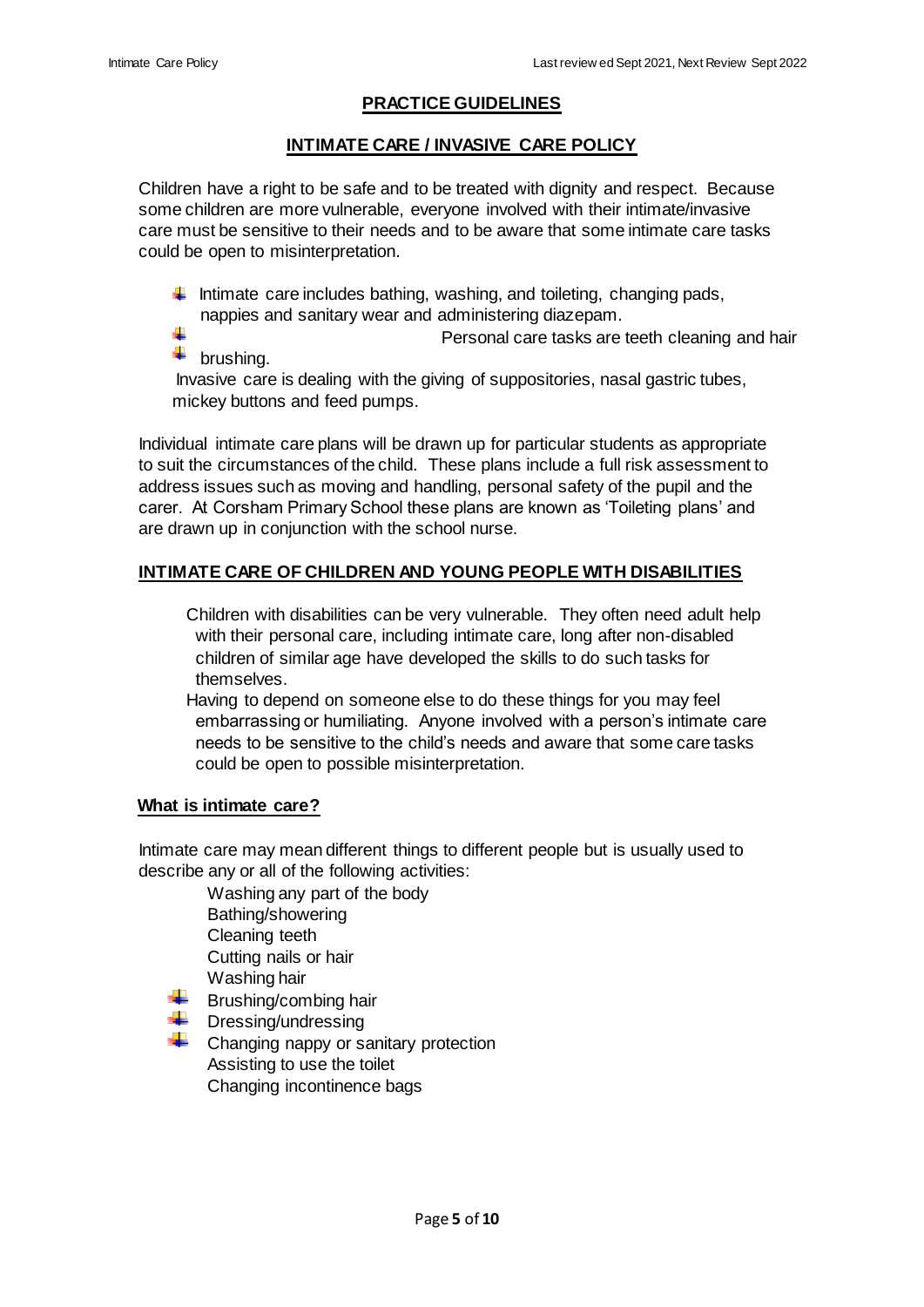## PRACTICE GUIDELINES

## INTIMATE CARE / INVASIVE CARE POLICY

Children have a right to be safe and to be treated with dignity and respect. Because some children are more vulnerable, everyone involved with their intimate/invasive care must be sensitive to their needs and to be aware that some intimate care tasks could be open to misinterpretation.

- Intimate care includes bathing, washing, and toileting, changing pads, nappies and sanitary wear and administering diazepam.
- Personal care tasks are teeth cleaning and hair brushing.

Invasive care is dealing with the giving of suppositories, nasal gastric tubes, mickey buttons and feed pumps.

Individual intimate care plans will be drawn up for particular students as appropriate to suit the circumstances of the child. These plans include a full risk assessment to address issues such as moving and handling, personal safety of the pupil and the carer. At Corsham Primary School these plans are known as 'Toileting plans' and are drawn up in conjunction with the school nurse.

## INTIMATE CARE OF CHILDREN AND YOUNG PEOPLE WITH DISABILITIES

Children with disabilities can be very vulnerable. They often need adult help with their personal care, including intimate care, long after non-disabled children of similar age have developed the skills to do such tasks for themselves.

Having to depend on someone else to do these things for you may feel embarrassing or humiliating. Anyone involved with a person's intimate care needs to be sensitive to the child's needs and aware that some care tasks could be open to possible misinterpretation.

### What is intimate care?

Intimate care may mean different things to different people but is usually used to describe any or all of the following activities:

- Washing any part of the body
- Bathing/showering
- Cleaning teeth
- Cutting nails or hair
- Washing hair
- Brushing/combing hair
- Dressing/undressing
- Changing nappy or sanitary protection
- Assisting to use the toilet
- Changing incontinence bags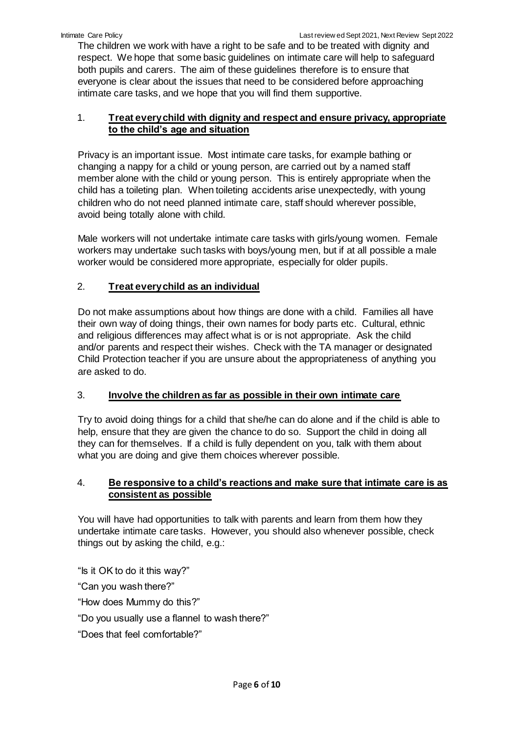The children we work with have a right to be safe and to be treated with dignity and respect. We hope that some basic guidelines on intimate care will help to safeguard both pupils and carers. The aim of these guidelines therefore is to ensure that everyone is clear about the issues that need to be considered before approaching intimate care tasks, and we hope that you will find them supportive.

1. **Treat every child with dignity and respect and ensure privacy, appropriate to the child's age and situation**

Privacy is an important issue. Most intimate care tasks, for example bathing or changing a nappy for a child or young person, are carried out by a named staff member alone with the child or young person. This is entirely appropriate when the child has a toileting plan. When toileting accidents arise unexpectedly, with young children who do not need planned intimate care, staff should wherever possible, avoid being totally alone with child.

Male workers will not undertake intimate care tasks with girls/young women. Female workers may undertake such tasks with boys/young men, but if at all possible a male worker would be considered more appropriate, especially for older pupils.

2. **Treat every child as an individual**

Do not make assumptions about how things are done with a child. Families all have their own way of doing things, their own names for body parts etc. Cultural, ethnic and religious differences may affect what is or is not appropriate. Ask the child and/or parents and respect their wishes. Check with the TA manager or designated Child Protection teacher if you are unsure about the appropriateness of anything you are asked to do.

3. **Involve the children as far as possible in their own intimate care**

Try to avoid doing things for a child that she/he can do alone and if the child is able to help, ensure that they are given the chance to do so. Support the child in doing all they can for themselves. If a child is fully dependent on you, talk with them about what you are doing and give them choices wherever possible.

4. **Be responsive to a child's reactions and make sure that intimate care is as consistent as possible**

You will have had opportunities to talk with parents and learn from them how they undertake intimate care tasks. However, you should also whenever possible, check things out by asking the child, e.g.:

"Is it OK to do it this way?"

"Can you wash there?"

"How does Mummy do this?"

"Do you usually use a flannel to wash there?"

"Does that feel comfortable?"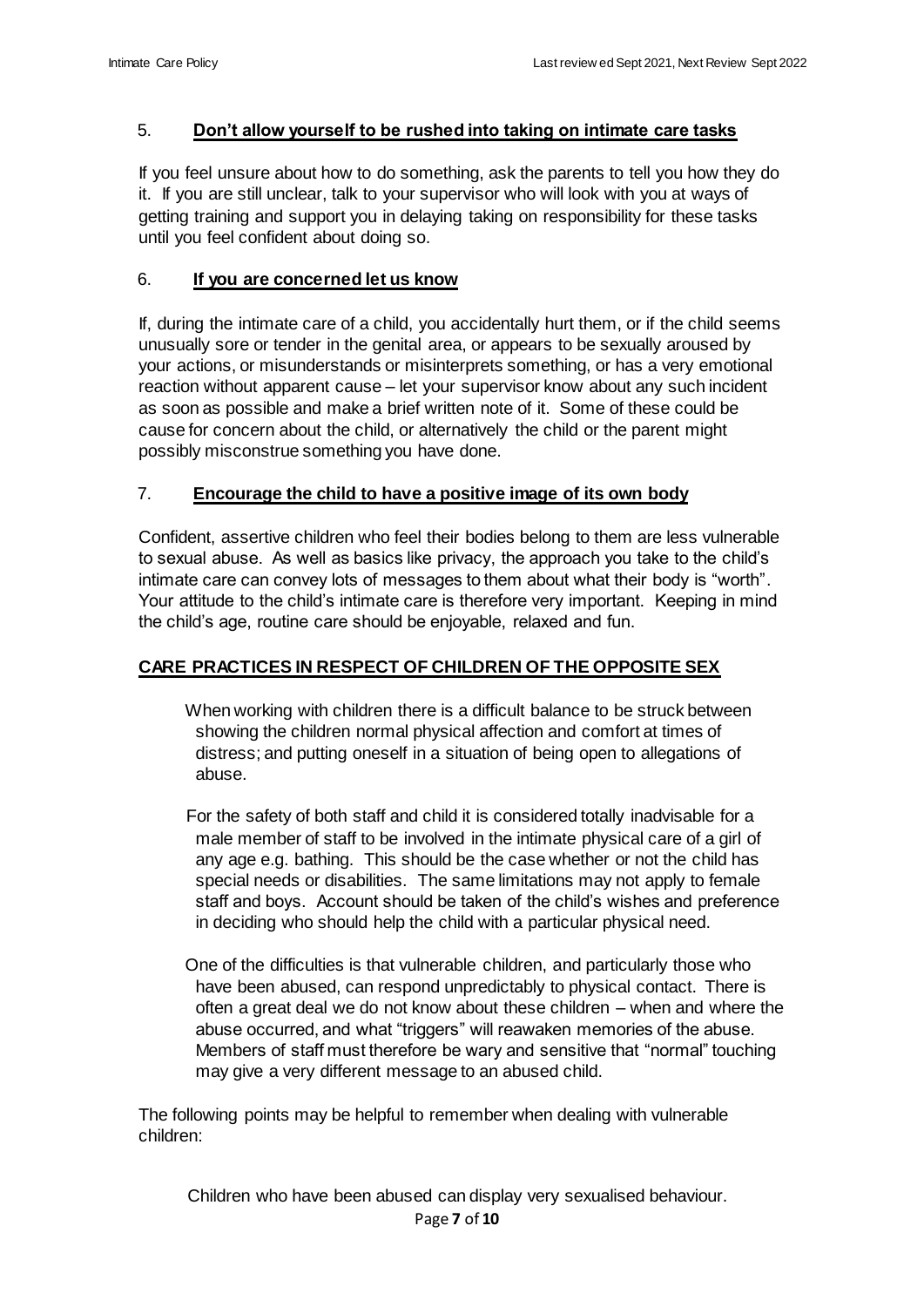5. **Don't allow yourself to be rushed into taking on intimate care tasks**

If you feel unsure about how to do something, ask the parents to tell you how they do it. If you are still unclear, talk to your supervisor who will look with you at ways of getting training and support you in delaying taking on responsibility for these tasks until you feel confident about doing so.

6. **If you are concerned let us know**

If, during the intimate care of a child, you accidentally hurt them, or if the child seems unusually sore or tender in the genital area, or appears to be sexually aroused by your actions, or misunderstands or misinterprets something, or has a very emotional reaction without apparent cause – let your supervisor know about any such incident as soon as possible and make a brief written note of it. Some of these could be cause for concern about the child, or alternatively the child or the parent might possibly misconstrue something you have done.

7. **Encourage the child to have a positive image of its own body**

Confident, assertive children who feel their bodies belong to them are less vulnerable to sexual abuse. As well as basics like privacy, the approach you take to the child's intimate care can convey lots of messages to them about what their body is "worth". Your attitude to the child's intimate care is therefore very important. Keeping in mind the child's age, routine care should be enjoyable, relaxed and fun.

**CARE PRACTICES IN RESPECT OF CHILDREN OF THE OPPOSITE SEX**

When working with children there is a difficult balance to be struck between showing the children normal physical affection and comfort at times of distress; and putting oneself in a situation of being open to allegations of abuse.

For the safety of both staff and child it is considered totally inadvisable for a male member of staff to be involved in the intimate physical care of a girl of any age e.g. bathing. This should be the case whether or not the child has special needs or disabilities. The same limitations may not apply to female staff and boys. Account should be taken of the child's wishes and preference in deciding who should help the child with a particular physical need.

One of the difficulties is that vulnerable children, and particularly those who have been abused, can respond unpredictably to physical contact. There is often a great deal we do not know about these children – when and where the abuse occurred, and what "triggers" will reawaken memories of the abuse. Members of staff must therefore be wary and sensitive that "normal" touching may give a very different message to an abused child.

The following points may be helpful to remember when dealing with vulnerable children:

Children who have been abused can display very sexualised behaviour.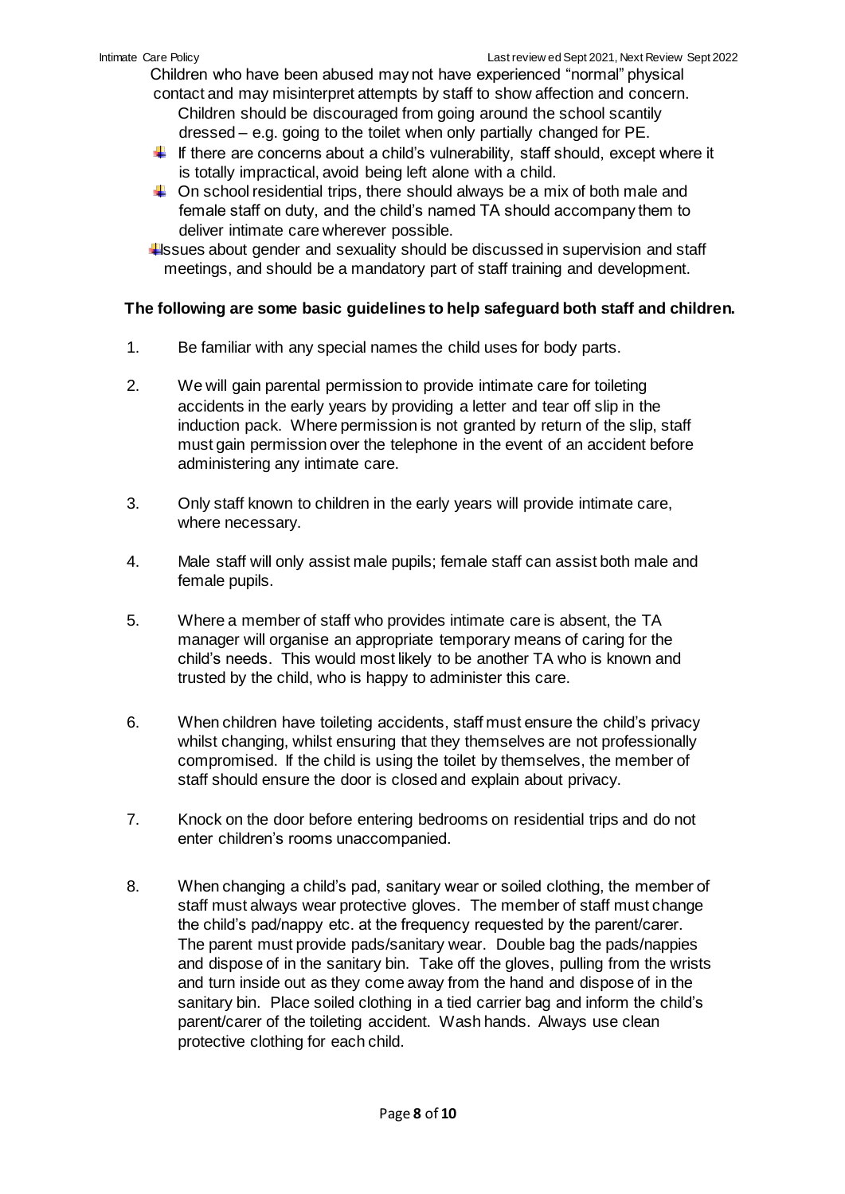Children who have been abused may not have experienced "normal" physical contact and may misinterpret attempts by staff to show affection and concern. Children should be discouraged from going around the school scantily dressed – e.g. going to the toilet when only partially changed for PE.

- If there are concerns about a child's vulnerability, staff should, except where it is totally impractical, avoid being left alone with a child.
- On school residential trips, there should always be a mix of both male and female staff on duty, and the child's named TA should accompany them to deliver intimate care wherever possible.
- Issues about gender and sexuality should be discussed in supervision and staff meetings, and should be a mandatory part of staff training and development.

**The following are some basic guidelines to help safeguard both staff and children.**

1. Be familiar with any special names the child uses for body parts.

2. We will gain parental permission to provide intimate care for toileting accidents in the early years by providing a letter and tear off slip in the induction pack. Where permission is not granted by return of the slip, staff must gain permission over the telephone in the event of an accident before administering any intimate care.

3. Only staff known to children in the early years will provide intimate care, where necessary.

4. Male staff will only assist male pupils; female staff can assist both male and female pupils.

5. Where a member of staff who provides intimate care is absent, the TA manager will organise an appropriate temporary means of caring for the child's needs. This would most likely to be another TA who is known and trusted by the child, who is happy to administer this care.

6. When children have toileting accidents, staff must ensure the child's privacy whilst changing, whilst ensuring that they themselves are not professionally compromised. If the child is using the toilet by themselves, the member of staff should ensure the door is closed and explain about privacy.

7. Knock on the door before entering bedrooms on residential trips and do not enter children's rooms unaccompanied.

8. When changing a child's pad, sanitary wear or soiled clothing, the member of staff must always wear protective gloves. The member of staff must change the child's pad/nappy etc. at the frequency requested by the parent/carer. The parent must provide pads/sanitary wear. Double bag the pads/nappies and dispose of in the sanitary bin. Take off the gloves, pulling from the wrists and turn inside out as they come away from the hand and dispose of in the sanitary bin. Place soiled clothing in a tied carrier bag and inform the child's parent/carer of the toileting accident. Wash hands. Always use clean protective clothing for each child.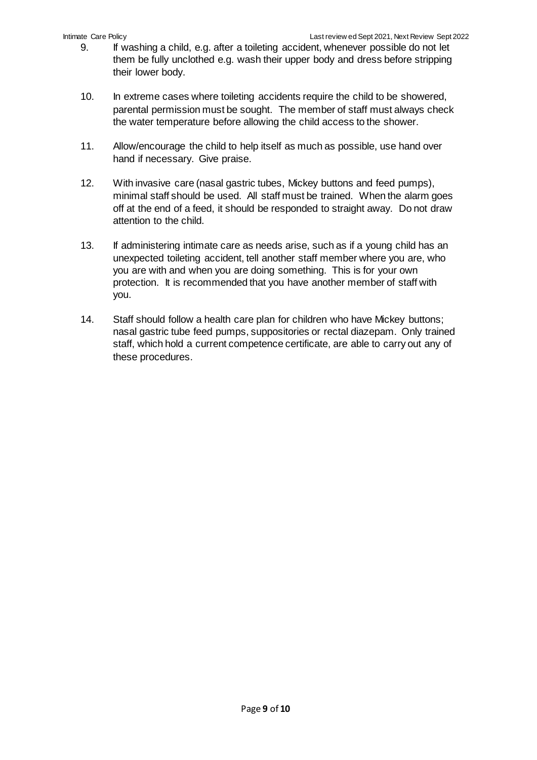9. If washing a child, e.g. after a toileting accident, whenever possible do not let them be fully unclothed e.g. wash their upper body and dress before stripping their lower body.

10. In extreme cases where toileting accidents require the child to be showered, parental permission must be sought. The member of staff must always check the water temperature before allowing the child access to the shower.

11. Allow/encourage the child to help itself as much as possible, use hand over hand if necessary. Give praise.

12. With invasive care (nasal gastric tubes, Mickey buttons and feed pumps), minimal staff should be used. All staff must be trained. When the alarm goes off at the end of a feed, it should be responded to straight away. Do not draw attention to the child.

13. If administering intimate care as needs arise, such as if a young child has an unexpected toileting accident, tell another staff member where you are, who you are with and when you are doing something. This is for your own protection. It is recommended that you have another member of staff with you.

14. Staff should follow a health care plan for children who have Mickey buttons; nasal gastric tube feed pumps, suppositories or rectal diazepam. Only trained staff, which hold a current competence certificate, are able to carry out any of these procedures.